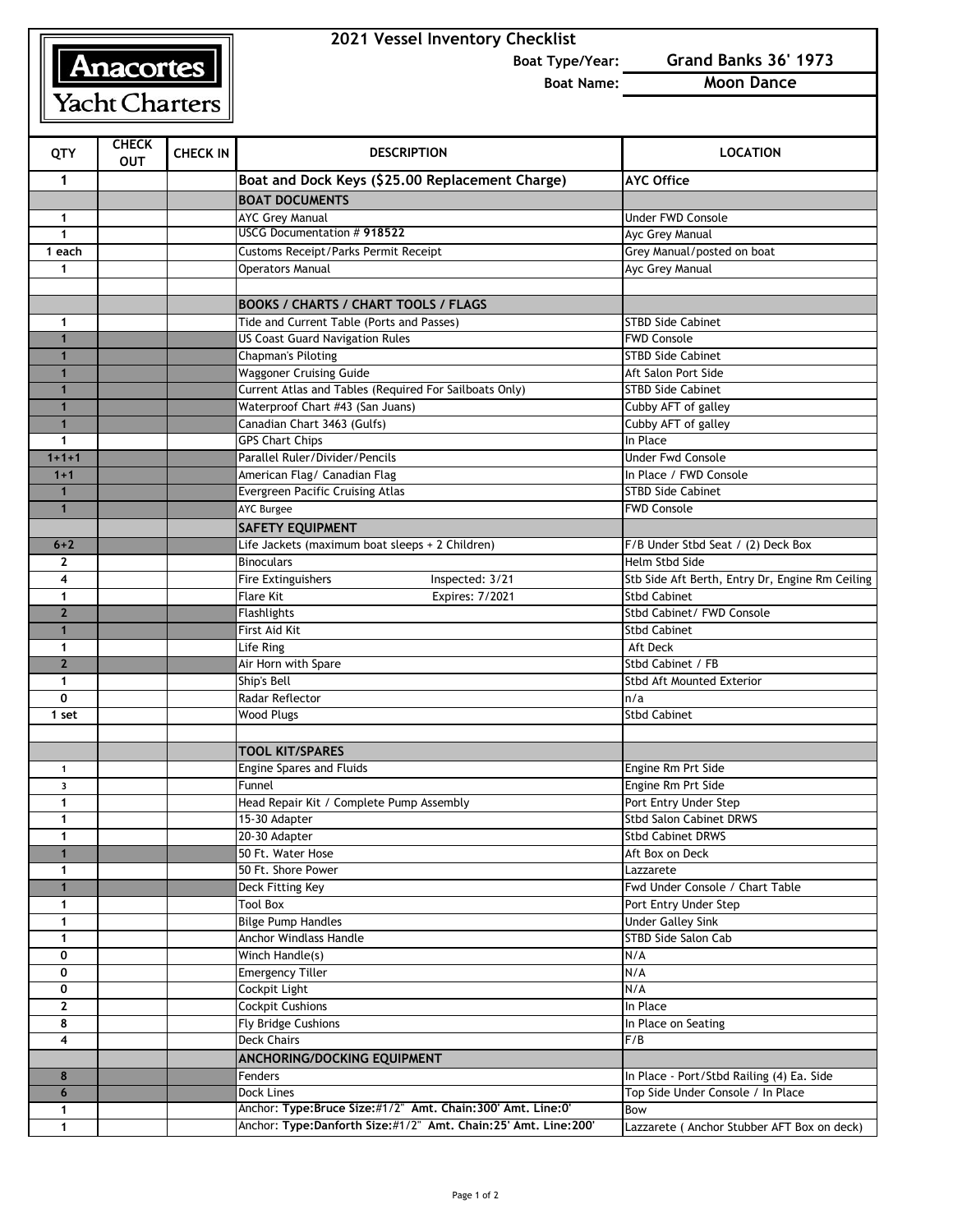Anacortes Yacht Charters

## 2021 Vessel Inventory Checklist

**Boat Type/Year:** **Grand Banks 36' 1973**

**Boat Name:** **Moon Dance**

| QTY | CHECK OUT | CHECK IN | DESCRIPTION | LOCATION |
|---|---|---|---|---|
| 1 | | | **Boat and Dock Keys ($25.00 Replacement Charge)** | **AYC Office** |
| | | | **BOAT DOCUMENTS** | |
| 1 | | | AYC Grey Manual | Under FWD Console |
| 1 | | | USCG Documentation # **918522** | Ayc Grey Manual |
| 1 each | | | Customs Receipt/Parks Permit Receipt | Grey Manual/posted on boat |
| 1 | | | Operators Manual | Ayc Grey Manual |
| | | | | |
| | | | **BOOKS / CHARTS / CHART TOOLS / FLAGS** | |
| 1 | | | Tide and Current Table (Ports and Passes) | STBD Side Cabinet |
| 1 | | | US Coast Guard Navigation Rules | FWD Console |
| 1 | | | Chapman's Piloting | STBD Side Cabinet |
| 1 | | | Waggoner Cruising Guide | Aft Salon Port Side |
| 1 | | | Current Atlas and Tables (Required For Sailboats Only) | STBD Side Cabinet |
| 1 | | | Waterproof Chart #43 (San Juans) | Cubby AFT of galley |
| 1 | | | Canadian Chart 3463 (Gulfs) | Cubby AFT of galley |
| 1 | | | GPS Chart Chips | In Place |
| 1+1+1 | | | Parallel Ruler/Divider/Pencils | Under Fwd Console |
| 1+1 | | | American Flag/ Canadian Flag | In Place / FWD Console |
| 1 | | | Evergreen Pacific Cruising Atlas | STBD Side Cabinet |
| 1 | | | AYC Burgee | FWD Console |
| | | | **SAFETY EQUIPMENT** | |
| 6+2 | | | Life Jackets (maximum boat sleeps + 2 Children) | F/B Under Stbd Seat / (2) Deck Box |
| 2 | | | Binoculars | Helm Stbd Side |
| 4 | | | Fire Extinguishers    Inspected: 3/21 | Stb Side Aft Berth, Entry Dr, Engine Rm Ceiling |
| 1 | | | Flare Kit    Expires: 7/2021 | Stbd Cabinet |
| 2 | | | Flashlights | Stbd Cabinet/ FWD Console |
| 1 | | | First Aid Kit | Stbd Cabinet |
| 1 | | | Life Ring | Aft Deck |
| 2 | | | Air Horn with Spare | Stbd Cabinet / FB |
| 1 | | | Ship's Bell | Stbd Aft Mounted Exterior |
| 0 | | | Radar Reflector | n/a |
| 1 set | | | Wood Plugs | Stbd Cabinet |
| | | | | |
| | | | **TOOL KIT/SPARES** | |
| 1 | | | Engine Spares and Fluids | Engine Rm Prt Side |
| 3 | | | Funnel | Engine Rm Prt Side |
| 1 | | | Head Repair Kit / Complete Pump Assembly | Port Entry Under Step |
| 1 | | | 15-30 Adapter | Stbd Salon Cabinet DRWS |
| 1 | | | 20-30 Adapter | Stbd Cabinet DRWS |
| 1 | | | 50 Ft. Water Hose | Aft Box on Deck |
| 1 | | | 50 Ft. Shore Power | Lazzarete |
| 1 | | | Deck Fitting Key | Fwd Under Console / Chart Table |
| 1 | | | Tool Box | Port Entry Under Step |
| 1 | | | Bilge Pump Handles | Under Galley Sink |
| 1 | | | Anchor Windlass Handle | STBD Side Salon Cab |
| 0 | | | Winch Handle(s) | N/A |
| 0 | | | Emergency Tiller | N/A |
| 0 | | | Cockpit Light | N/A |
| 2 | | | Cockpit Cushions | In Place |
| 8 | | | Fly Bridge Cushions | In Place on Seating |
| 4 | | | Deck Chairs | F/B |
| | | | **ANCHORING/DOCKING EQUIPMENT** | |
| 8 | | | Fenders | In Place - Port/Stbd Railing (4) Ea. Side |
| 6 | | | Dock Lines | Top Side Under Console / In Place |
| 1 | | | Anchor: **Type:Bruce Size:#1/2" Amt. Chain:300' Amt. Line:0'** | Bow |
| 1 | | | Anchor: **Type:Danforth Size:#1/2" Amt. Chain:25' Amt. Line:200'** | Lazzarete ( Anchor Stubber AFT Box on deck) |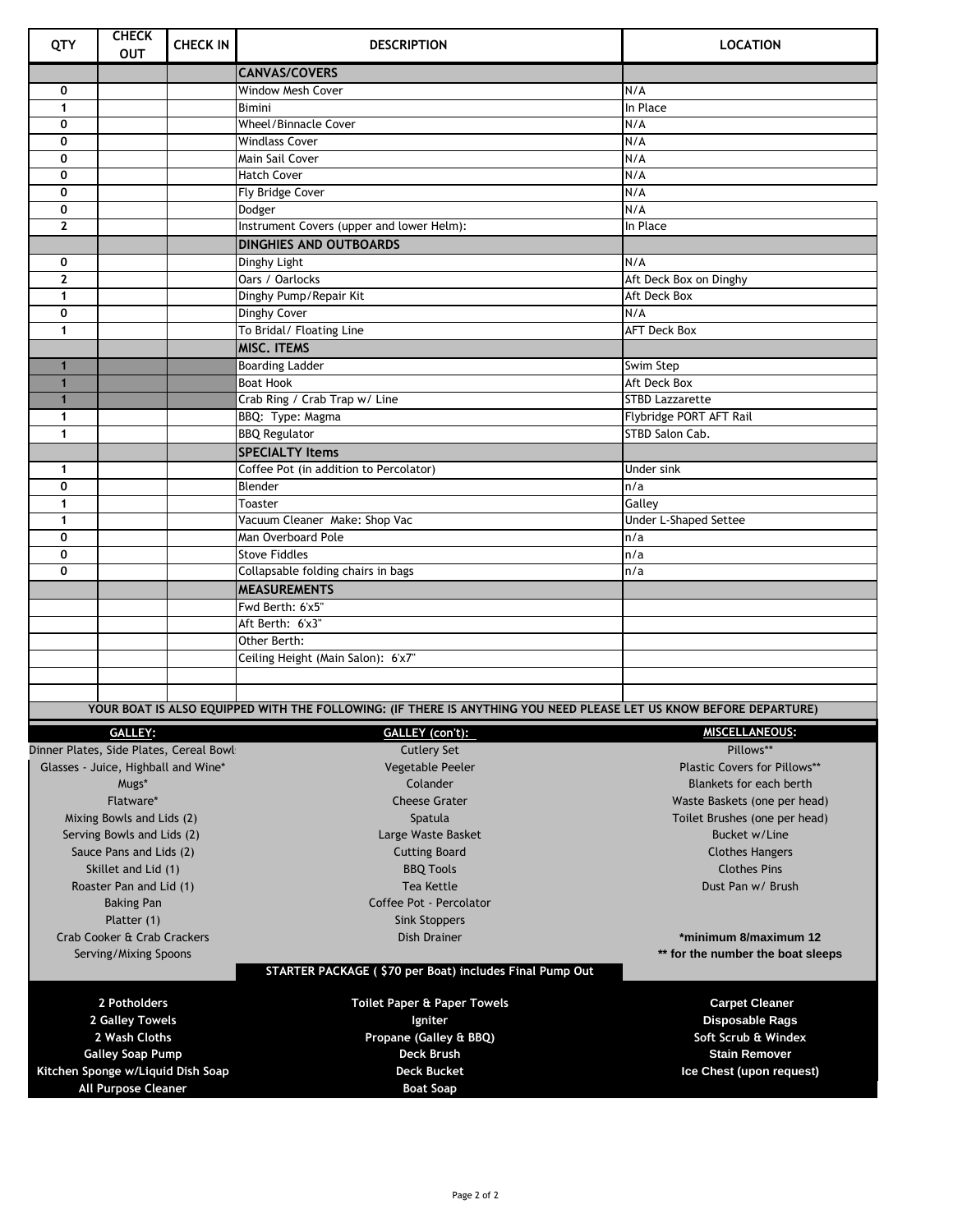| QTY | CHECK OUT | CHECK IN | DESCRIPTION | LOCATION |
|---|---|---|---|---|
| | | | **CANVAS/COVERS** | |
| 0 | | | Window Mesh Cover | N/A |
| 1 | | | Bimini | In Place |
| 0 | | | Wheel/Binnacle Cover | N/A |
| 0 | | | Windlass Cover | N/A |
| 0 | | | Main Sail Cover | N/A |
| 0 | | | Hatch Cover | N/A |
| 0 | | | Fly Bridge Cover | N/A |
| 0 | | | Dodger | N/A |
| 2 | | | Instrument Covers (upper and lower Helm): | In Place |
| | | | **DINGHIES AND OUTBOARDS** | |
| 0 | | | Dinghy Light | N/A |
| 2 | | | Oars / Oarlocks | Aft Deck Box on Dinghy |
| 1 | | | Dinghy Pump/Repair Kit | Aft Deck Box |
| 0 | | | Dinghy Cover | N/A |
| 1 | | | To Bridal/ Floating Line | AFT Deck Box |
| | | | **MISC. ITEMS** | |
| 1 | | | Boarding Ladder | Swim Step |
| 1 | | | Boat Hook | Aft Deck Box |
| 1 | | | Crab Ring / Crab Trap w/ Line | STBD Lazzarette |
| 1 | | | BBQ: Type: Magma | Flybridge PORT AFT Rail |
| 1 | | | BBQ Regulator | STBD Salon Cab. |
| | | | **SPECIALTY Items** | |
| 1 | | | Coffee Pot (in addition to Percolator) | Under sink |
| 0 | | | Blender | n/a |
| 1 | | | Toaster | Galley |
| 1 | | | Vacuum Cleaner Make: Shop Vac | Under L-Shaped Settee |
| 0 | | | Man Overboard Pole | n/a |
| 0 | | | Stove Fiddles | n/a |
| 0 | | | Collapsable folding chairs in bags | n/a |
| | | | **MEASUREMENTS** | |
| | | | Fwd Berth: 6'x5" | |
| | | | Aft Berth: 6'x3" | |
| | | | Other Berth: | |
| | | | Ceiling Height (Main Salon): 6'x7" | |
| | | | | |
| | | | | |

**YOUR BOAT IS ALSO EQUIPPED WITH THE FOLLOWING: (IF THERE IS ANYTHING YOU NEED PLEASE LET US KNOW BEFORE DEPARTURE)**

| GALLEY: | GALLEY (con't): | MISCELLANEOUS: |
|---|---|---|
| Dinner Plates, Side Plates, Cereal Bowl | Cutlery Set | Pillows** |
| Glasses - Juice, Highball and Wine* | Vegetable Peeler | Plastic Covers for Pillows** |
| Mugs* | Colander | Blankets for each berth |
| Flatware* | Cheese Grater | Waste Baskets (one per head) |
| Mixing Bowls and Lids (2) | Spatula | Toilet Brushes (one per head) |
| Serving Bowls and Lids (2) | Large Waste Basket | Bucket w/Line |
| Sauce Pans and Lids (2) | Cutting Board | Clothes Hangers |
| Skillet and Lid (1) | BBQ Tools | Clothes Pins |
| Roaster Pan and Lid (1) | Tea Kettle | Dust Pan w/ Brush |
| Baking Pan | Coffee Pot - Percolator | |
| Platter (1) | Sink Stoppers | |
| Crab Cooker & Crab Crackers | Dish Drainer | **\*minimum 8/maximum 12** |
| Serving/Mixing Spoons | | **\*\* for the number the boat sleeps** |

**STARTER PACKAGE ( $70 per Boat) includes Final Pump Out**

| | | |
|---|---|---|
| **2 Potholders** | **Toilet Paper & Paper Towels** | **Carpet Cleaner** |
| **2 Galley Towels** | **Igniter** | **Disposable Rags** |
| **2 Wash Cloths** | **Propane (Galley & BBQ)** | **Soft Scrub & Windex** |
| **Galley Soap Pump** | **Deck Brush** | **Stain Remover** |
| **Kitchen Sponge w/Liquid Dish Soap** | **Deck Bucket** | **Ice Chest (upon request)** |
| **All Purpose Cleaner** | **Boat Soap** | |